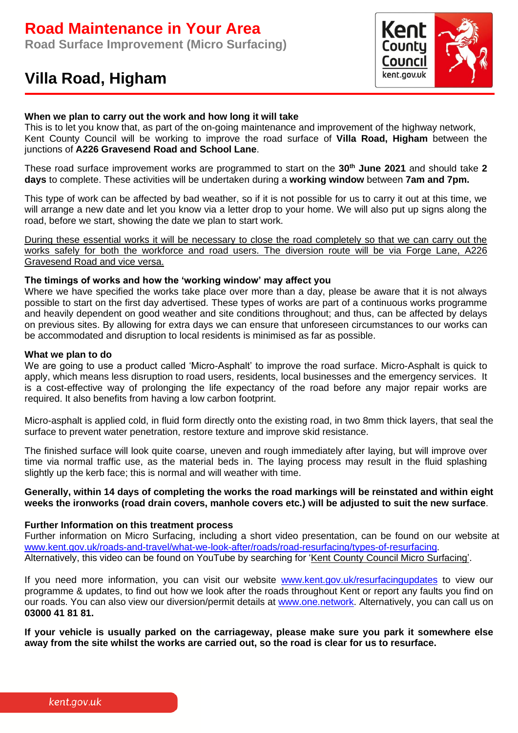# Road Maintenance in Your Area

## Road Surface Improvement (Micro Surfacing)

# Villa Road, Higham

**When we plan to carry out the work and how long it will take**

This is to let you know that, as part of the on-going maintenance and improvement of the highway network, Kent County Council will be working to improve the road surface of **Villa Road, Higham** between the junctions of **A226 Gravesend Road and School Lane**.

These road surface improvement works are programmed to start on the **30th June 2021** and should take **2 days** to complete. These activities will be undertaken during a **working window** between **7am and 7pm.**

This type of work can be affected by bad weather, so if it is not possible for us to carry it out at this time, we will arrange a new date and let you know via a letter drop to your home. We will also put up signs along the road, before we start, showing the date we plan to start work.

<u>During these essential works it will be necessary to close the road completely so that we can carry out the works safely for both the workforce and road users. The diversion route will be via Forge Lane, A226 Gravesend Road and vice versa.</u>

**The timings of works and how the 'working window' may affect you**

Where we have specified the works take place over more than a day, please be aware that it is not always possible to start on the first day advertised. These types of works are part of a continuous works programme and heavily dependent on good weather and site conditions throughout; and thus, can be affected by delays on previous sites. By allowing for extra days we can ensure that unforeseen circumstances to our works can be accommodated and disruption to local residents is minimised as far as possible.

**What we plan to do**

We are going to use a product called 'Micro-Asphalt' to improve the road surface. Micro-Asphalt is quick to apply, which means less disruption to road users, residents, local businesses and the emergency services. It is a cost-effective way of prolonging the life expectancy of the road before any major repair works are required. It also benefits from having a low carbon footprint.

Micro-asphalt is applied cold, in fluid form directly onto the existing road, in two 8mm thick layers, that seal the surface to prevent water penetration, restore texture and improve skid resistance.

The finished surface will look quite coarse, uneven and rough immediately after laying, but will improve over time via normal traffic use, as the material beds in. The laying process may result in the fluid splashing slightly up the kerb face; this is normal and will weather with time.

**Generally, within 14 days of completing the works the road markings will be reinstated and within eight weeks the ironworks (road drain covers, manhole covers etc.) will be adjusted to suit the new surface**.

**Further Information on this treatment process**

Further information on Micro Surfacing, including a short video presentation, can be found on our website at www.kent.gov.uk/roads-and-travel/what-we-look-after/roads/road-resurfacing/types-of-resurfacing. Alternatively, this video can be found on YouTube by searching for 'Kent County Council Micro Surfacing'.

If you need more information, you can visit our website www.kent.gov.uk/resurfacingupdates to view our programme & updates, to find out how we look after the roads throughout Kent or report any faults you find on our roads. You can also view our diversion/permit details at www.one.network. Alternatively, you can call us on **03000 41 81 81.**

**If your vehicle is usually parked on the carriageway, please make sure you park it somewhere else away from the site whilst the works are carried out, so the road is clear for us to resurface.**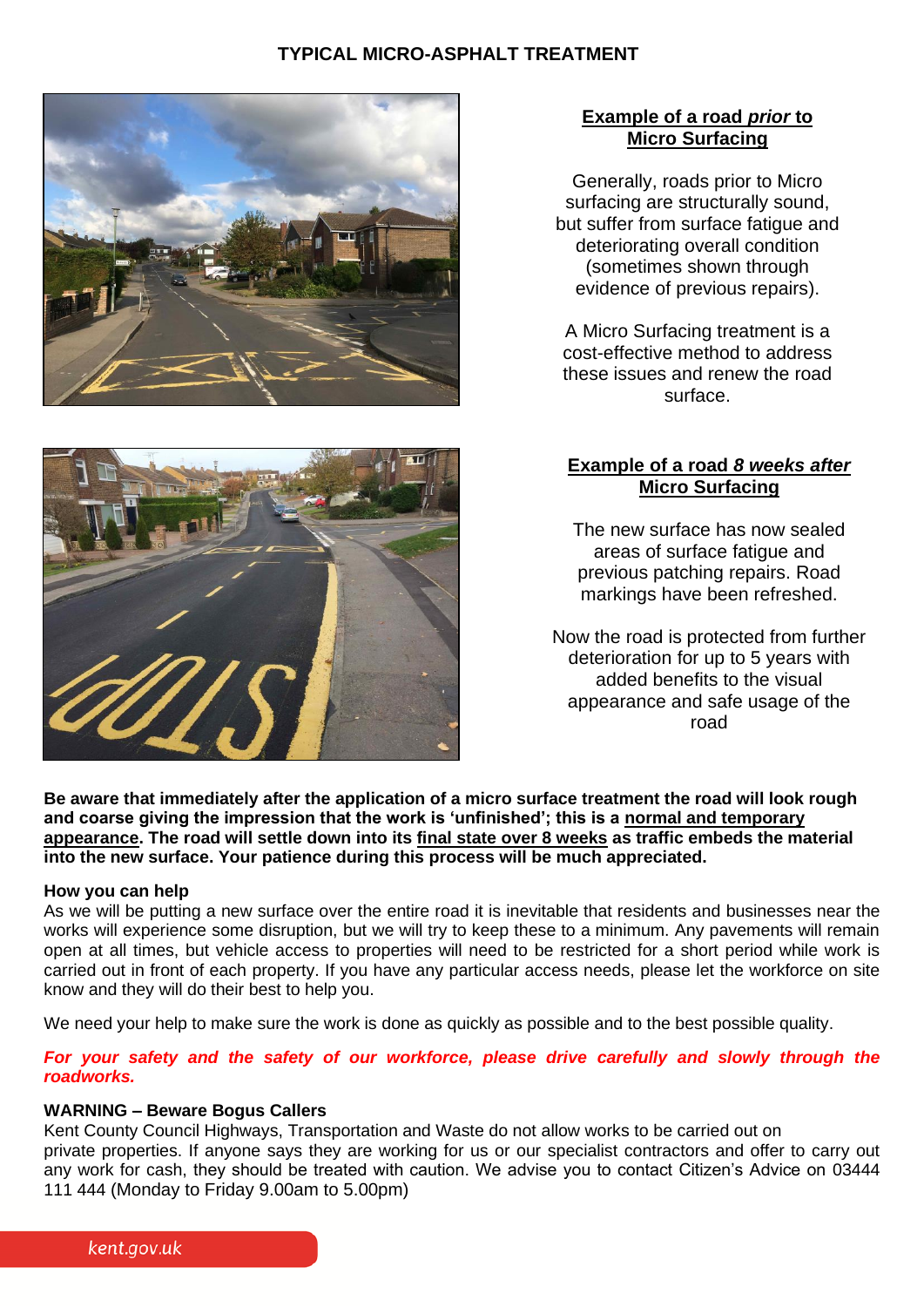# TYPICAL MICRO-ASPHALT TREATMENT

**<u>Example of a road *prior* to Micro Surfacing</u>**

Generally, roads prior to Micro surfacing are structurally sound, but suffer from surface fatigue and deteriorating overall condition (sometimes shown through evidence of previous repairs).

A Micro Surfacing treatment is a cost-effective method to address these issues and renew the road surface.

**<u>Example of a road *8 weeks after* Micro Surfacing</u>**

The new surface has now sealed areas of surface fatigue and previous patching repairs. Road markings have been refreshed.

Now the road is protected from further deterioration for up to 5 years with added benefits to the visual appearance and safe usage of the road

**Be aware that immediately after the application of a micro surface treatment the road will look rough and coarse giving the impression that the work is 'unfinished'; this is a <u>normal and temporary appearance</u>. The road will settle down into its <u>final state over 8 weeks</u> as traffic embeds the material into the new surface. Your patience during this process will be much appreciated.**

**How you can help**

As we will be putting a new surface over the entire road it is inevitable that residents and businesses near the works will experience some disruption, but we will try to keep these to a minimum. Any pavements will remain open at all times, but vehicle access to properties will need to be restricted for a short period while work is carried out in front of each property. If you have any particular access needs, please let the workforce on site know and they will do their best to help you.

We need your help to make sure the work is done as quickly as possible and to the best possible quality.

***For your safety and the safety of our workforce, please drive carefully and slowly through the roadworks.***

**WARNING – Beware Bogus Callers**

Kent County Council Highways, Transportation and Waste do not allow works to be carried out on private properties. If anyone says they are working for us or our specialist contractors and offer to carry out any work for cash, they should be treated with caution. We advise you to contact Citizen's Advice on 03444 111 444 (Monday to Friday 9.00am to 5.00pm)